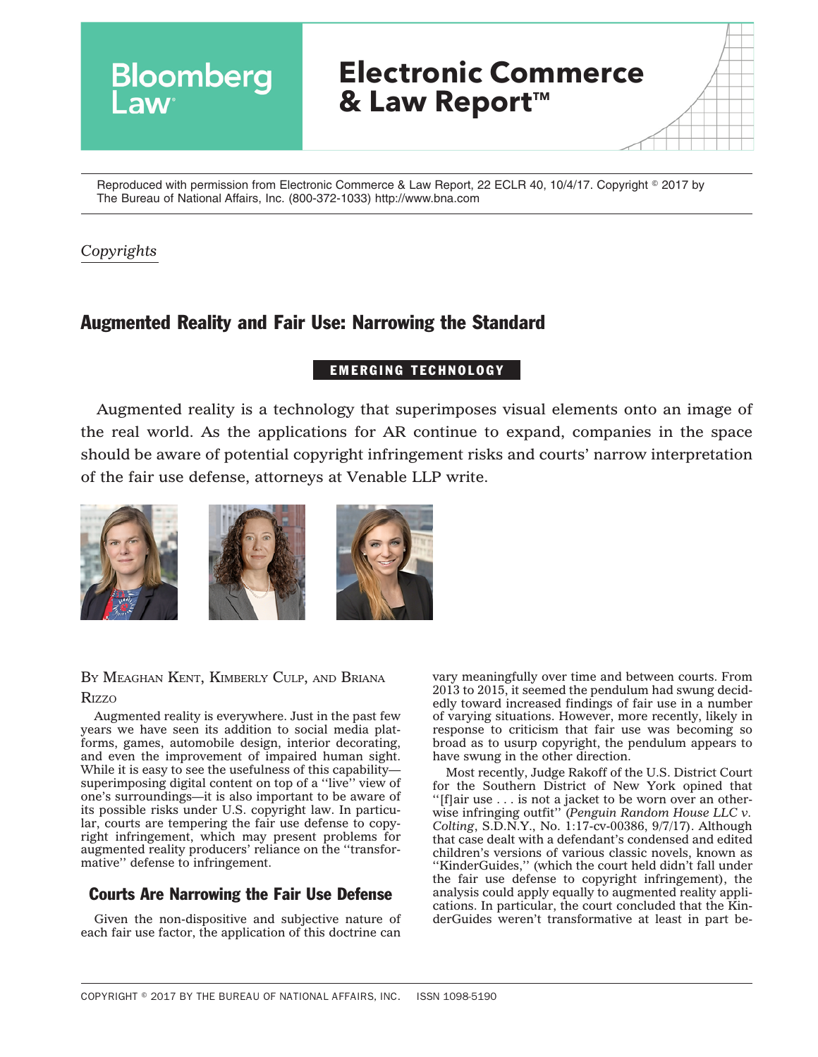Reproduced with permission from Electronic Commerce & Law Report, 22 ECLR 40, 10/4/17. Copyright © 2017 by The Bureau of National Affairs, Inc. (800-372-1033) http://www.bna.com

*Copyrights*

# Augmented Reality and Fair Use: Narrowing the Standard

**EMERGING TECHNOLOGY**

Augmented reality is a technology that superimposes visual elements onto an image of the real world. As the applications for AR continue to expand, companies in the space should be aware of potential copyright infringement risks and courts' narrow interpretation of the fair use defense, attorneys at Venable LLP write.

By Meaghan Kent, Kimberly Culp, and Briana Rizzo

Augmented reality is everywhere. Just in the past few years we have seen its addition to social media platforms, games, automobile design, interior decorating, and even the improvement of impaired human sight. While it is easy to see the usefulness of this capability—superimposing digital content on top of a ''live'' view of one's surroundings—it is also important to be aware of its possible risks under U.S. copyright law. In particular, courts are tempering the fair use defense to copyright infringement, which may present problems for augmented reality producers' reliance on the ''transformative'' defense to infringement.

## Courts Are Narrowing the Fair Use Defense

Given the non-dispositive and subjective nature of each fair use factor, the application of this doctrine can vary meaningfully over time and between courts. From 2013 to 2015, it seemed the pendulum had swung decidedly toward increased findings of fair use in a number of varying situations. However, more recently, likely in response to criticism that fair use was becoming so broad as to usurp copyright, the pendulum appears to have swung in the other direction.

Most recently, Judge Rakoff of the U.S. District Court for the Southern District of New York opined that ''[f]air use . . . is not a jacket to be worn over an otherwise infringing outfit'' (*Penguin Random House LLC v. Colting*, S.D.N.Y., No. 1:17-cv-00386, 9/7/17). Although that case dealt with a defendant's condensed and edited children's versions of various classic novels, known as ''KinderGuides,'' (which the court held didn't fall under the fair use defense to copyright infringement), the analysis could apply equally to augmented reality applications. In particular, the court concluded that the KinderGuides weren't transformative at least in part be-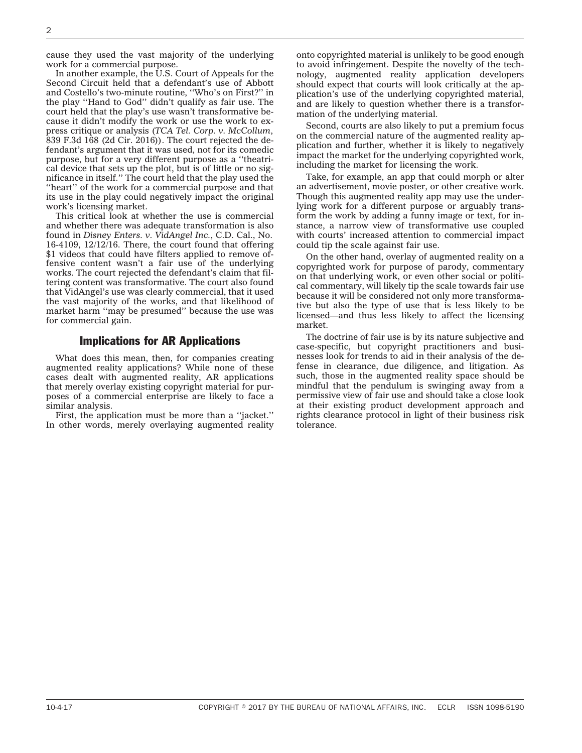cause they used the vast majority of the underlying work for a commercial purpose.

In another example, the U.S. Court of Appeals for the Second Circuit held that a defendant's use of Abbott and Costello's two-minute routine, ''Who's on First?'' in the play ''Hand to God'' didn't qualify as fair use. The court held that the play's use wasn't transformative because it didn't modify the work or use the work to express critique or analysis (*TCA Tel. Corp. v. McCollum*, 839 F.3d 168 (2d Cir. 2016)). The court rejected the defendant's argument that it was used, not for its comedic purpose, but for a very different purpose as a ''theatrical device that sets up the plot, but is of little or no significance in itself.'' The court held that the play used the ''heart'' of the work for a commercial purpose and that its use in the play could negatively impact the original work's licensing market.

This critical look at whether the use is commercial and whether there was adequate transformation is also found in *Disney Enters. v. VidAngel Inc.*, C.D. Cal., No. 16-4109, 12/12/16. There, the court found that offering $1 videos that could have filters applied to remove offensive content wasn't a fair use of the underlying works. The court rejected the defendant's claim that filtering content was transformative. The court also found that VidAngel's use was clearly commercial, that it used the vast majority of the works, and that likelihood of market harm ''may be presumed'' because the use was for commercial gain.

## Implications for AR Applications

What does this mean, then, for companies creating augmented reality applications? While none of these cases dealt with augmented reality, AR applications that merely overlay existing copyright material for purposes of a commercial enterprise are likely to face a similar analysis.

First, the application must be more than a ''jacket.'' In other words, merely overlaying augmented reality onto copyrighted material is unlikely to be good enough to avoid infringement. Despite the novelty of the technology, augmented reality application developers should expect that courts will look critically at the application's use of the underlying copyrighted material, and are likely to question whether there is a transformation of the underlying material.

Second, courts are also likely to put a premium focus on the commercial nature of the augmented reality application and further, whether it is likely to negatively impact the market for the underlying copyrighted work, including the market for licensing the work.

Take, for example, an app that could morph or alter an advertisement, movie poster, or other creative work. Though this augmented reality app may use the underlying work for a different purpose or arguably transform the work by adding a funny image or text, for instance, a narrow view of transformative use coupled with courts' increased attention to commercial impact could tip the scale against fair use.

On the other hand, overlay of augmented reality on a copyrighted work for purpose of parody, commentary on that underlying work, or even other social or political commentary, will likely tip the scale towards fair use because it will be considered not only more transformative but also the type of use that is less likely to be licensed—and thus less likely to affect the licensing market.

The doctrine of fair use is by its nature subjective and case-specific, but copyright practitioners and businesses look for trends to aid in their analysis of the defense in clearance, due diligence, and litigation. As such, those in the augmented reality space should be mindful that the pendulum is swinging away from a permissive view of fair use and should take a close look at their existing product development approach and rights clearance protocol in light of their business risk tolerance.